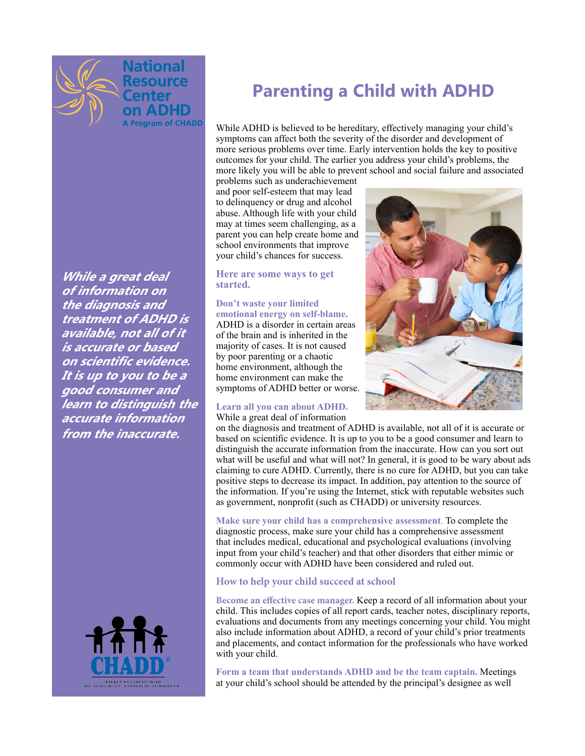National Resource Center on ADHD
A Program of CHADD

# Parenting a Child with ADHD

While ADHD is believed to be hereditary, effectively managing your child's symptoms can affect both the severity of the disorder and development of more serious problems over time. Early intervention holds the key to positive outcomes for your child. The earlier you address your child's problems, the more likely you will be able to prevent school and social failure and associated problems such as underachievement and poor self-esteem that may lead to delinquency or drug and alcohol abuse. Although life with your child may at times seem challenging, as a parent you can help create home and school environments that improve your child's chances for success.

***While a great deal of information on the diagnosis and treatment of ADHD is available, not all of it is accurate or based on scientific evidence. It is up to you to be a good consumer and learn to distinguish the accurate information from the inaccurate.***

## Here are some ways to get started.

**Don't waste your limited emotional energy on self-blame.** ADHD is a disorder in certain areas of the brain and is inherited in the majority of cases. It is not caused by poor parenting or a chaotic home environment, although the home environment can make the symptoms of ADHD better or worse.

**Learn all you can about ADHD.** While a great deal of information on the diagnosis and treatment of ADHD is available, not all of it is accurate or based on scientific evidence. It is up to you to be a good consumer and learn to distinguish the accurate information from the inaccurate. How can you sort out what will be useful and what will not? In general, it is good to be wary about ads claiming to cure ADHD. Currently, there is no cure for ADHD, but you can take positive steps to decrease its impact. In addition, pay attention to the source of the information. If you're using the Internet, stick with reputable websites such as government, nonprofit (such as CHADD) or university resources.

**Make sure your child has a comprehensive assessment**. To complete the diagnostic process, make sure your child has a comprehensive assessment that includes medical, educational and psychological evaluations (involving input from your child's teacher) and that other disorders that either mimic or commonly occur with ADHD have been considered and ruled out.

## How to help your child succeed at school

**Become an effective case manager.** Keep a record of all information about your child. This includes copies of all report cards, teacher notes, disciplinary reports, evaluations and documents from any meetings concerning your child. You might also include information about ADHD, a record of your child's prior treatments and placements, and contact information for the professionals who have worked with your child.

**Form a team that understands ADHD and be the team captain.** Meetings at your child's school should be attended by the principal's designee as well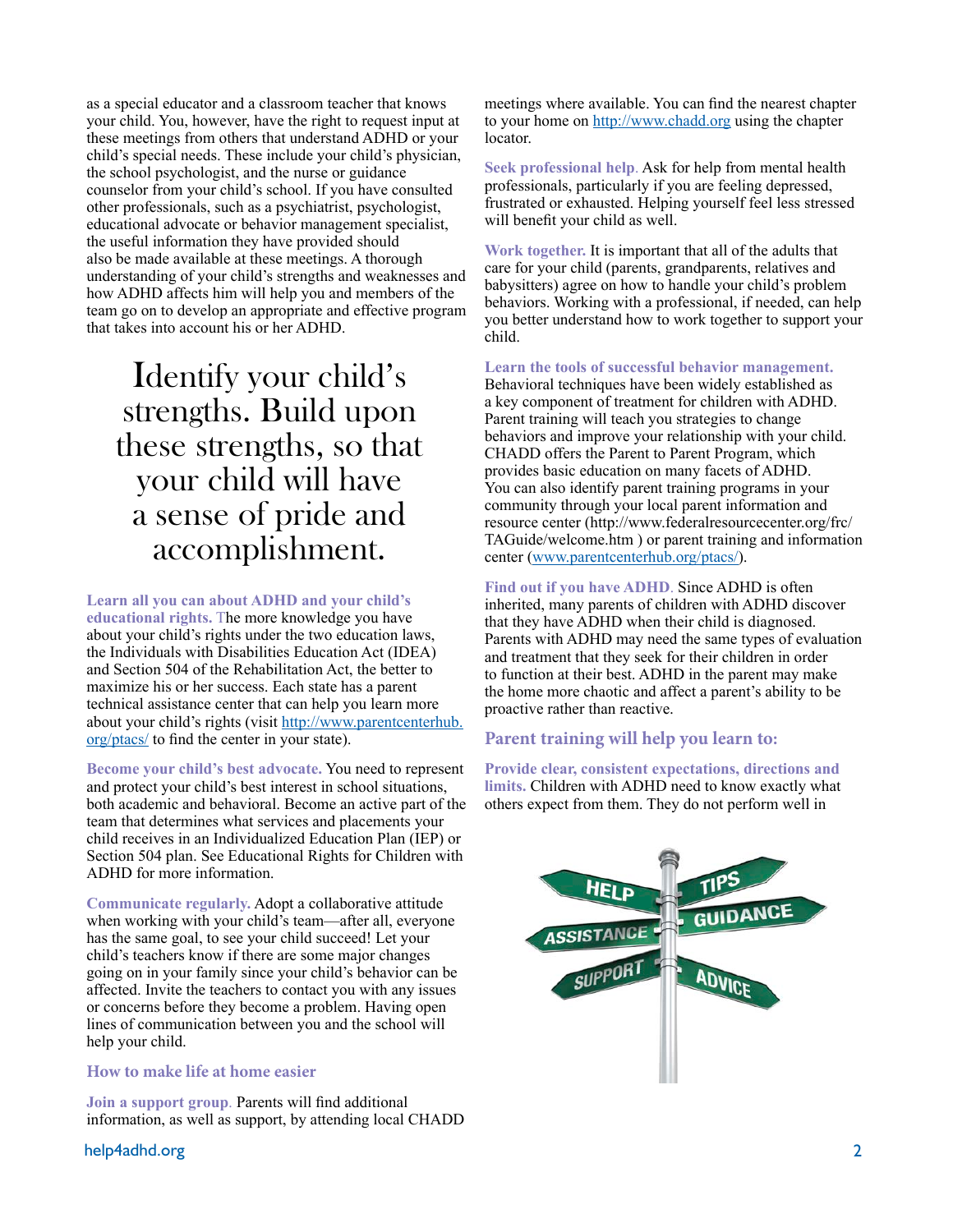as a special educator and a classroom teacher that knows your child. You, however, have the right to request input at these meetings from others that understand ADHD or your child's special needs. These include your child's physician, the school psychologist, and the nurse or guidance counselor from your child's school. If you have consulted other professionals, such as a psychiatrist, psychologist, educational advocate or behavior management specialist, the useful information they have provided should also be made available at these meetings. A thorough understanding of your child's strengths and weaknesses and how ADHD affects him will help you and members of the team go on to develop an appropriate and effective program that takes into account his or her ADHD.

> Identify your child's strengths. Build upon these strengths, so that your child will have a sense of pride and accomplishment.

**Learn all you can about ADHD and your child's educational rights.** The more knowledge you have about your child's rights under the two education laws, the Individuals with Disabilities Education Act (IDEA) and Section 504 of the Rehabilitation Act, the better to maximize his or her success. Each state has a parent technical assistance center that can help you learn more about your child's rights (visit http://www.parentcenterhub.org/ptacs/ to find the center in your state).

**Become your child's best advocate.** You need to represent and protect your child's best interest in school situations, both academic and behavioral. Become an active part of the team that determines what services and placements your child receives in an Individualized Education Plan (IEP) or Section 504 plan. See Educational Rights for Children with ADHD for more information.

**Communicate regularly.** Adopt a collaborative attitude when working with your child's team—after all, everyone has the same goal, to see your child succeed! Let your child's teachers know if there are some major changes going on in your family since your child's behavior can be affected. Invite the teachers to contact you with any issues or concerns before they become a problem. Having open lines of communication between you and the school will help your child.

## How to make life at home easier

**Join a support group.** Parents will find additional information, as well as support, by attending local CHADD meetings where available. You can find the nearest chapter to your home on http://www.chadd.org using the chapter locator.

**Seek professional help.** Ask for help from mental health professionals, particularly if you are feeling depressed, frustrated or exhausted. Helping yourself feel less stressed will benefit your child as well.

**Work together.** It is important that all of the adults that care for your child (parents, grandparents, relatives and babysitters) agree on how to handle your child's problem behaviors. Working with a professional, if needed, can help you better understand how to work together to support your child.

**Learn the tools of successful behavior management.** Behavioral techniques have been widely established as a key component of treatment for children with ADHD. Parent training will teach you strategies to change behaviors and improve your relationship with your child. CHADD offers the Parent to Parent Program, which provides basic education on many facets of ADHD. You can also identify parent training programs in your community through your local parent information and resource center (http://www.federalresourcecenter.org/frc/TAGuide/welcome.htm ) or parent training and information center (www.parentcenterhub.org/ptacs/).

**Find out if you have ADHD.** Since ADHD is often inherited, many parents of children with ADHD discover that they have ADHD when their child is diagnosed. Parents with ADHD may need the same types of evaluation and treatment that they seek for their children in order to function at their best. ADHD in the parent may make the home more chaotic and affect a parent's ability to be proactive rather than reactive.

## Parent training will help you learn to:

**Provide clear, consistent expectations, directions and limits.** Children with ADHD need to know exactly what others expect from them. They do not perform well in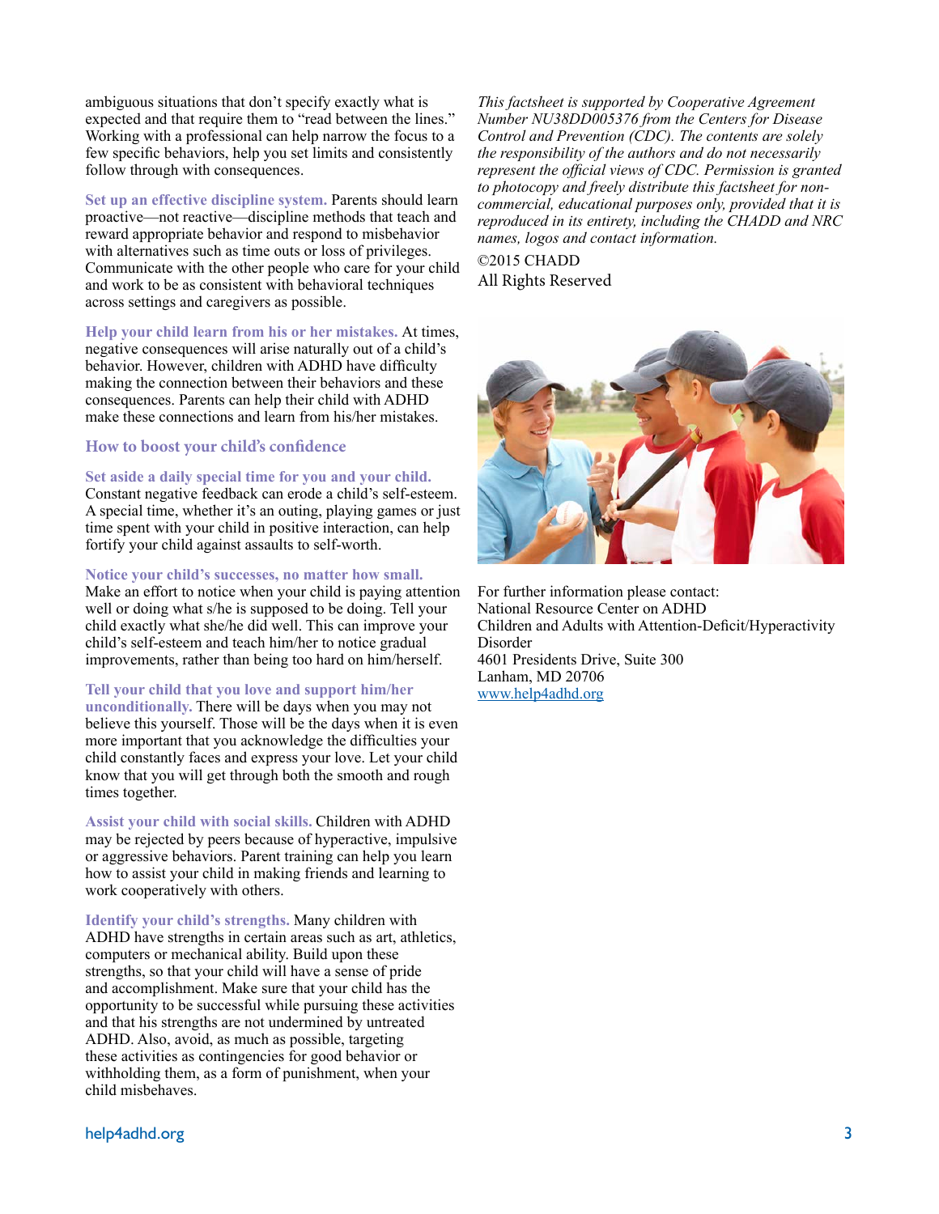ambiguous situations that don't specify exactly what is expected and that require them to "read between the lines." Working with a professional can help narrow the focus to a few specific behaviors, help you set limits and consistently follow through with consequences.

**Set up an effective discipline system.** Parents should learn proactive—not reactive—discipline methods that teach and reward appropriate behavior and respond to misbehavior with alternatives such as time outs or loss of privileges. Communicate with the other people who care for your child and work to be as consistent with behavioral techniques across settings and caregivers as possible.

**Help your child learn from his or her mistakes.** At times, negative consequences will arise naturally out of a child's behavior. However, children with ADHD have difficulty making the connection between their behaviors and these consequences. Parents can help their child with ADHD make these connections and learn from his/her mistakes.

## How to boost your child's confidence

**Set aside a daily special time for you and your child.** Constant negative feedback can erode a child's self-esteem. A special time, whether it's an outing, playing games or just time spent with your child in positive interaction, can help fortify your child against assaults to self-worth.

**Notice your child's successes, no matter how small.** Make an effort to notice when your child is paying attention well or doing what s/he is supposed to be doing. Tell your child exactly what she/he did well. This can improve your child's self-esteem and teach him/her to notice gradual improvements, rather than being too hard on him/herself.

**Tell your child that you love and support him/her unconditionally.** There will be days when you may not believe this yourself. Those will be the days when it is even more important that you acknowledge the difficulties your child constantly faces and express your love. Let your child know that you will get through both the smooth and rough times together.

**Assist your child with social skills.** Children with ADHD may be rejected by peers because of hyperactive, impulsive or aggressive behaviors. Parent training can help you learn how to assist your child in making friends and learning to work cooperatively with others.

**Identify your child's strengths.** Many children with ADHD have strengths in certain areas such as art, athletics, computers or mechanical ability. Build upon these strengths, so that your child will have a sense of pride and accomplishment. Make sure that your child has the opportunity to be successful while pursuing these activities and that his strengths are not undermined by untreated ADHD. Also, avoid, as much as possible, targeting these activities as contingencies for good behavior or withholding them, as a form of punishment, when your child misbehaves.

*This factsheet is supported by Cooperative Agreement Number NU38DD005376 from the Centers for Disease Control and Prevention (CDC). The contents are solely the responsibility of the authors and do not necessarily represent the official views of CDC. Permission is granted to photocopy and freely distribute this factsheet for non-commercial, educational purposes only, provided that it is reproduced in its entirety, including the CHADD and NRC names, logos and contact information.*

©2015 CHADD
All Rights Reserved

For further information please contact:
National Resource Center on ADHD
Children and Adults with Attention-Deficit/Hyperactivity Disorder
4601 Presidents Drive, Suite 300
Lanham, MD 20706
www.help4adhd.org